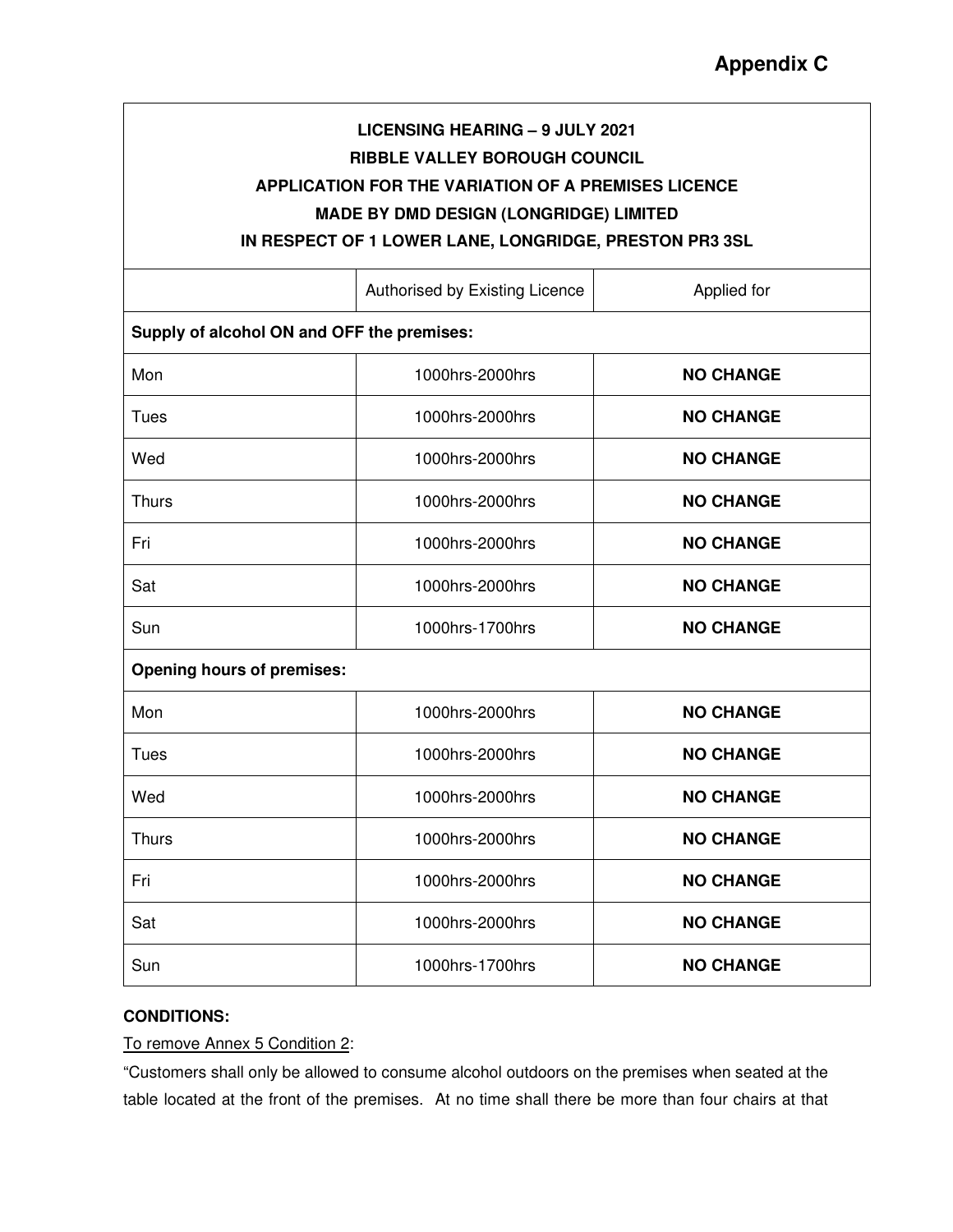# Appendix C

**LICENSING HEARING – 9 JULY 2021**
**RIBBLE VALLEY BOROUGH COUNCIL**
**APPLICATION FOR THE VARIATION OF A PREMISES LICENCE**
**MADE BY DMD DESIGN (LONGRIDGE) LIMITED**
**IN RESPECT OF 1 LOWER LANE, LONGRIDGE, PRESTON PR3 3SL**

| | Authorised by Existing Licence | Applied for |
|---|---|---|
| **Supply of alcohol ON and OFF the premises:** | | |
| Mon | 1000hrs-2000hrs | **NO CHANGE** |
| Tues | 1000hrs-2000hrs | **NO CHANGE** |
| Wed | 1000hrs-2000hrs | **NO CHANGE** |
| Thurs | 1000hrs-2000hrs | **NO CHANGE** |
| Fri | 1000hrs-2000hrs | **NO CHANGE** |
| Sat | 1000hrs-2000hrs | **NO CHANGE** |
| Sun | 1000hrs-1700hrs | **NO CHANGE** |
| **Opening hours of premises:** | | |
| Mon | 1000hrs-2000hrs | **NO CHANGE** |
| Tues | 1000hrs-2000hrs | **NO CHANGE** |
| Wed | 1000hrs-2000hrs | **NO CHANGE** |
| Thurs | 1000hrs-2000hrs | **NO CHANGE** |
| Fri | 1000hrs-2000hrs | **NO CHANGE** |
| Sat | 1000hrs-2000hrs | **NO CHANGE** |
| Sun | 1000hrs-1700hrs | **NO CHANGE** |

**CONDITIONS:**

To remove Annex 5 Condition 2:

"Customers shall only be allowed to consume alcohol outdoors on the premises when seated at the table located at the front of the premises. At no time shall there be more than four chairs at that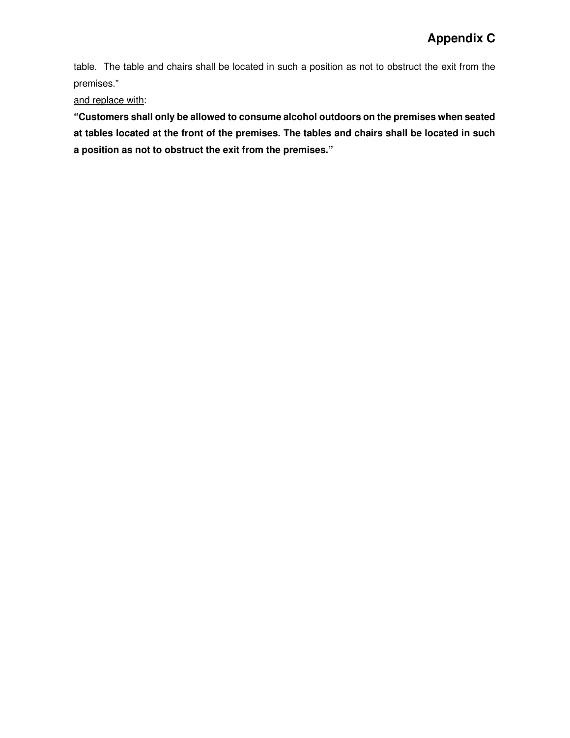table. The table and chairs shall be located in such a position as not to obstruct the exit from the premises."

<u>and replace with</u>:

**"Customers shall only be allowed to consume alcohol outdoors on the premises when seated at tables located at the front of the premises. The tables and chairs shall be located in such a position as not to obstruct the exit from the premises."**